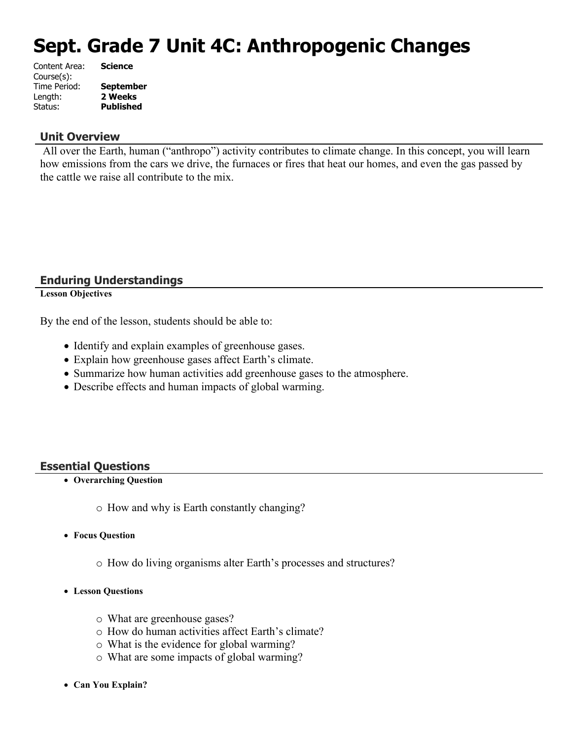# Sept. Grade 7 Unit 4C: Anthropogenic Changes

Content Area: **Science**
Course(s):
Time Period: **September**
Length: **2 Weeks**
Status: **Published**

## Unit Overview

All over the Earth, human ("anthropo") activity contributes to climate change. In this concept, you will learn how emissions from the cars we drive, the furnaces or fires that heat our homes, and even the gas passed by the cattle we raise all contribute to the mix.

## Enduring Understandings

**Lesson Objectives**

By the end of the lesson, students should be able to:

- Identify and explain examples of greenhouse gases.
- Explain how greenhouse gases affect Earth's climate.
- Summarize how human activities add greenhouse gases to the atmosphere.
- Describe effects and human impacts of global warming.

## Essential Questions

- **Overarching Question**
  - How and why is Earth constantly changing?
- **Focus Question**
  - How do living organisms alter Earth's processes and structures?
- **Lesson Questions**
  - What are greenhouse gases?
  - How do human activities affect Earth's climate?
  - What is the evidence for global warming?
  - What are some impacts of global warming?
- **Can You Explain?**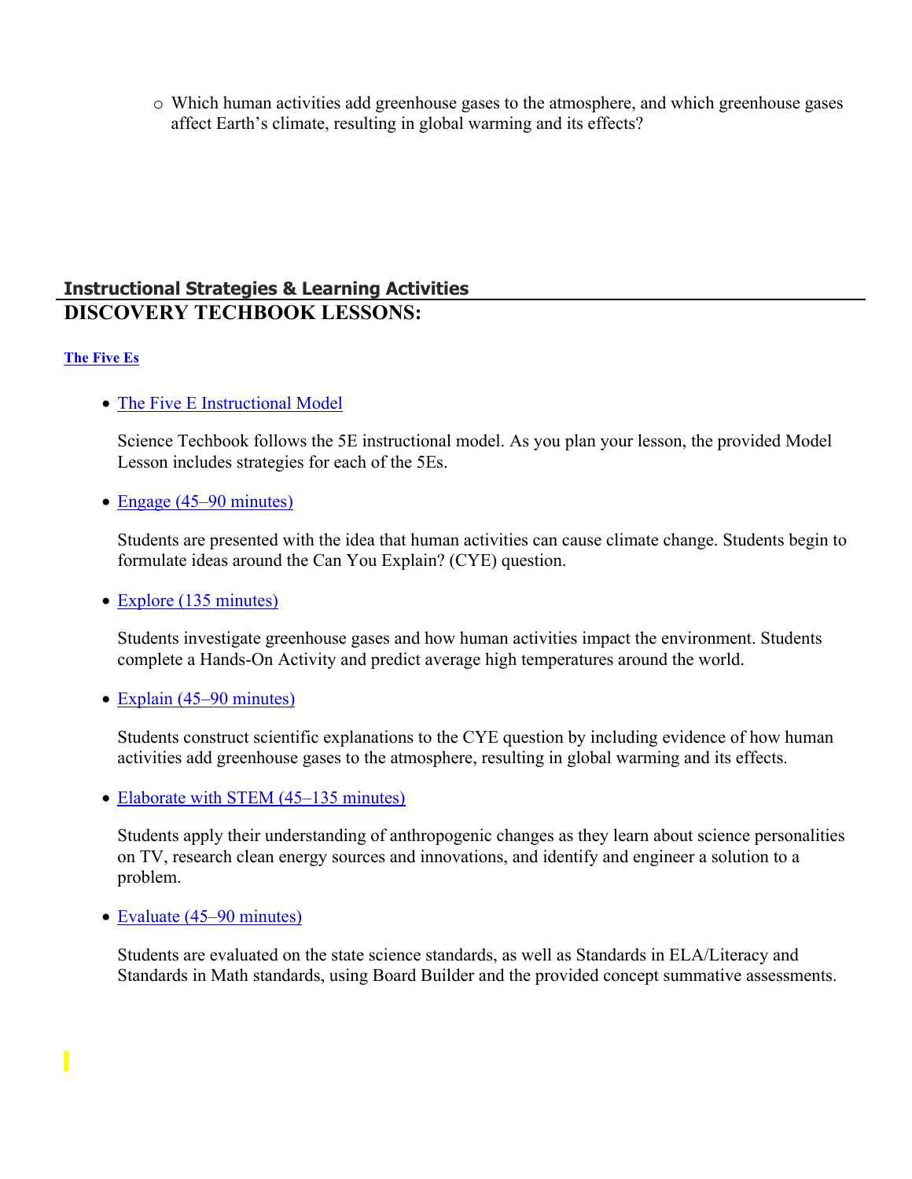- Which human activities add greenhouse gases to the atmosphere, and which greenhouse gases affect Earth's climate, resulting in global warming and its effects?

## Instructional Strategies & Learning Activities

# DISCOVERY TECHBOOK LESSONS:

**The Five Es**

- The Five E Instructional Model

  Science Techbook follows the 5E instructional model. As you plan your lesson, the provided Model Lesson includes strategies for each of the 5Es.

- Engage (45–90 minutes)

  Students are presented with the idea that human activities can cause climate change. Students begin to formulate ideas around the Can You Explain? (CYE) question.

- Explore (135 minutes)

  Students investigate greenhouse gases and how human activities impact the environment. Students complete a Hands-On Activity and predict average high temperatures around the world.

- Explain (45–90 minutes)

  Students construct scientific explanations to the CYE question by including evidence of how human activities add greenhouse gases to the atmosphere, resulting in global warming and its effects.

- Elaborate with STEM (45–135 minutes)

  Students apply their understanding of anthropogenic changes as they learn about science personalities on TV, research clean energy sources and innovations, and identify and engineer a solution to a problem.

- Evaluate (45–90 minutes)

  Students are evaluated on the state science standards, as well as Standards in ELA/Literacy and Standards in Math standards, using Board Builder and the provided concept summative assessments.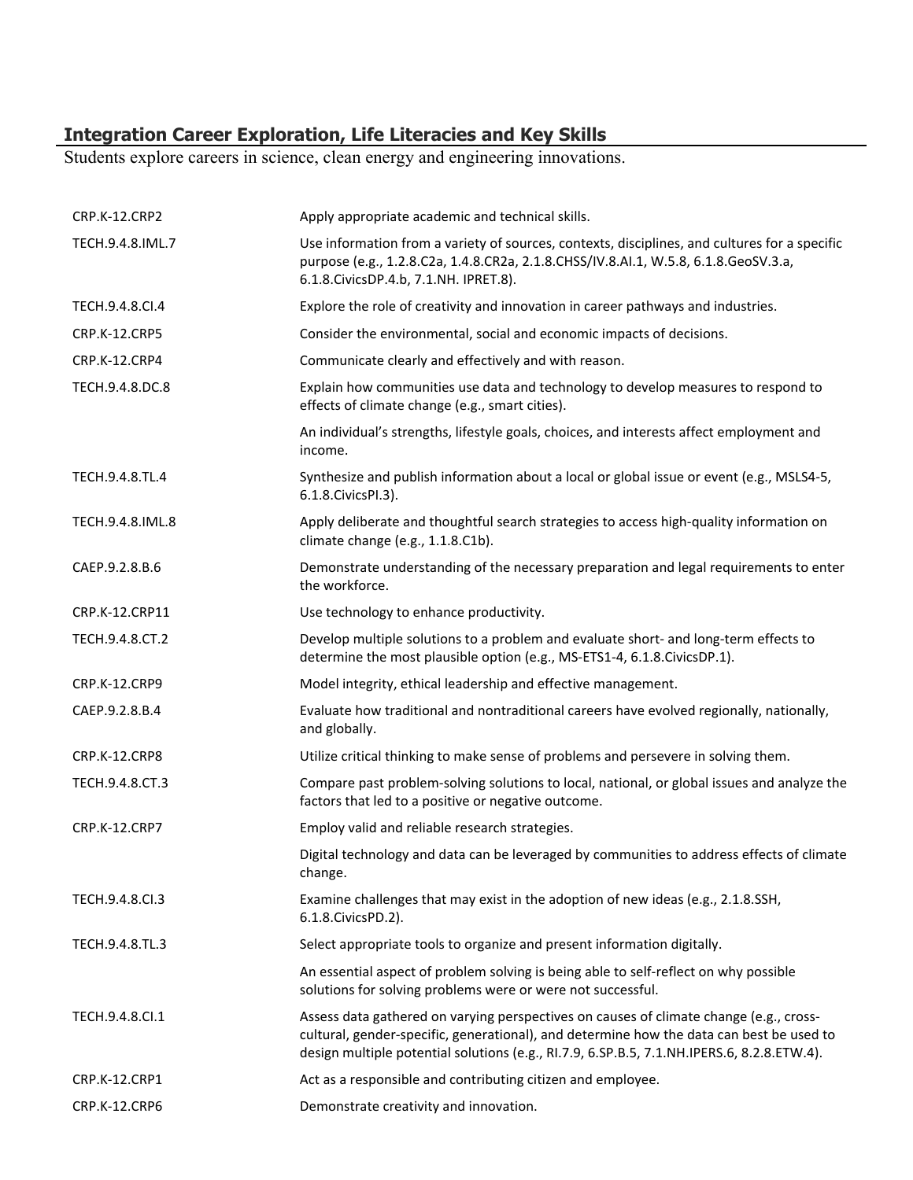## Integration Career Exploration, Life Literacies and Key Skills

Students explore careers in science, clean energy and engineering innovations.

| | |
|---|---|
| CRP.K-12.CRP2 | Apply appropriate academic and technical skills. |
| TECH.9.4.8.IML.7 | Use information from a variety of sources, contexts, disciplines, and cultures for a specific purpose (e.g., 1.2.8.C2a, 1.4.8.CR2a, 2.1.8.CHSS/IV.8.AI.1, W.5.8, 6.1.8.GeoSV.3.a, 6.1.8.CivicsDP.4.b, 7.1.NH. IPRET.8). |
| TECH.9.4.8.CI.4 | Explore the role of creativity and innovation in career pathways and industries. |
| CRP.K-12.CRP5 | Consider the environmental, social and economic impacts of decisions. |
| CRP.K-12.CRP4 | Communicate clearly and effectively and with reason. |
| TECH.9.4.8.DC.8 | Explain how communities use data and technology to develop measures to respond to effects of climate change (e.g., smart cities). |
| | An individual's strengths, lifestyle goals, choices, and interests affect employment and income. |
| TECH.9.4.8.TL.4 | Synthesize and publish information about a local or global issue or event (e.g., MSLS4-5, 6.1.8.CivicsPI.3). |
| TECH.9.4.8.IML.8 | Apply deliberate and thoughtful search strategies to access high-quality information on climate change (e.g., 1.1.8.C1b). |
| CAEP.9.2.8.B.6 | Demonstrate understanding of the necessary preparation and legal requirements to enter the workforce. |
| CRP.K-12.CRP11 | Use technology to enhance productivity. |
| TECH.9.4.8.CT.2 | Develop multiple solutions to a problem and evaluate short- and long-term effects to determine the most plausible option (e.g., MS-ETS1-4, 6.1.8.CivicsDP.1). |
| CRP.K-12.CRP9 | Model integrity, ethical leadership and effective management. |
| CAEP.9.2.8.B.4 | Evaluate how traditional and nontraditional careers have evolved regionally, nationally, and globally. |
| CRP.K-12.CRP8 | Utilize critical thinking to make sense of problems and persevere in solving them. |
| TECH.9.4.8.CT.3 | Compare past problem-solving solutions to local, national, or global issues and analyze the factors that led to a positive or negative outcome. |
| CRP.K-12.CRP7 | Employ valid and reliable research strategies. |
| | Digital technology and data can be leveraged by communities to address effects of climate change. |
| TECH.9.4.8.CI.3 | Examine challenges that may exist in the adoption of new ideas (e.g., 2.1.8.SSH, 6.1.8.CivicsPD.2). |
| TECH.9.4.8.TL.3 | Select appropriate tools to organize and present information digitally. |
| | An essential aspect of problem solving is being able to self-reflect on why possible solutions for solving problems were or were not successful. |
| TECH.9.4.8.CI.1 | Assess data gathered on varying perspectives on causes of climate change (e.g., cross-cultural, gender-specific, generational), and determine how the data can best be used to design multiple potential solutions (e.g., RI.7.9, 6.SP.B.5, 7.1.NH.IPERS.6, 8.2.8.ETW.4). |
| CRP.K-12.CRP1 | Act as a responsible and contributing citizen and employee. |
| CRP.K-12.CRP6 | Demonstrate creativity and innovation. |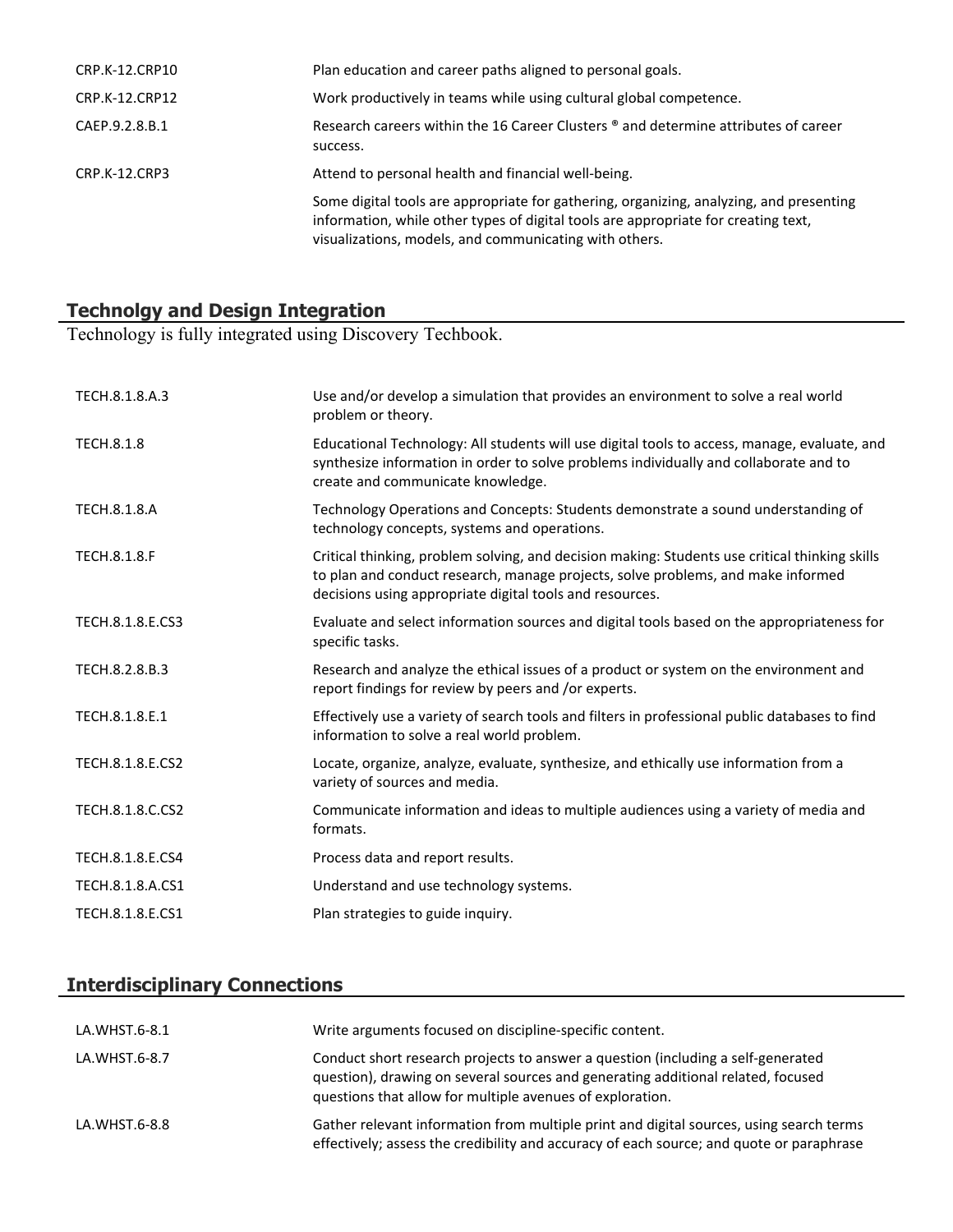| | |
|---|---|
| CRP.K-12.CRP10 | Plan education and career paths aligned to personal goals. |
| CRP.K-12.CRP12 | Work productively in teams while using cultural global competence. |
| CAEP.9.2.8.B.1 | Research careers within the 16 Career Clusters ® and determine attributes of career success. |
| CRP.K-12.CRP3 | Attend to personal health and financial well-being. |
| | Some digital tools are appropriate for gathering, organizing, analyzing, and presenting information, while other types of digital tools are appropriate for creating text, visualizations, models, and communicating with others. |

## Technolgy and Design Integration

Technology is fully integrated using Discovery Techbook.

| | |
|---|---|
| TECH.8.1.8.A.3 | Use and/or develop a simulation that provides an environment to solve a real world problem or theory. |
| TECH.8.1.8 | Educational Technology: All students will use digital tools to access, manage, evaluate, and synthesize information in order to solve problems individually and collaborate and to create and communicate knowledge. |
| TECH.8.1.8.A | Technology Operations and Concepts: Students demonstrate a sound understanding of technology concepts, systems and operations. |
| TECH.8.1.8.F | Critical thinking, problem solving, and decision making: Students use critical thinking skills to plan and conduct research, manage projects, solve problems, and make informed decisions using appropriate digital tools and resources. |
| TECH.8.1.8.E.CS3 | Evaluate and select information sources and digital tools based on the appropriateness for specific tasks. |
| TECH.8.2.8.B.3 | Research and analyze the ethical issues of a product or system on the environment and report findings for review by peers and /or experts. |
| TECH.8.1.8.E.1 | Effectively use a variety of search tools and filters in professional public databases to find information to solve a real world problem. |
| TECH.8.1.8.E.CS2 | Locate, organize, analyze, evaluate, synthesize, and ethically use information from a variety of sources and media. |
| TECH.8.1.8.C.CS2 | Communicate information and ideas to multiple audiences using a variety of media and formats. |
| TECH.8.1.8.E.CS4 | Process data and report results. |
| TECH.8.1.8.A.CS1 | Understand and use technology systems. |
| TECH.8.1.8.E.CS1 | Plan strategies to guide inquiry. |

## Interdisciplinary Connections

| | |
|---|---|
| LA.WHST.6-8.1 | Write arguments focused on discipline-specific content. |
| LA.WHST.6-8.7 | Conduct short research projects to answer a question (including a self-generated question), drawing on several sources and generating additional related, focused questions that allow for multiple avenues of exploration. |
| LA.WHST.6-8.8 | Gather relevant information from multiple print and digital sources, using search terms effectively; assess the credibility and accuracy of each source; and quote or paraphrase |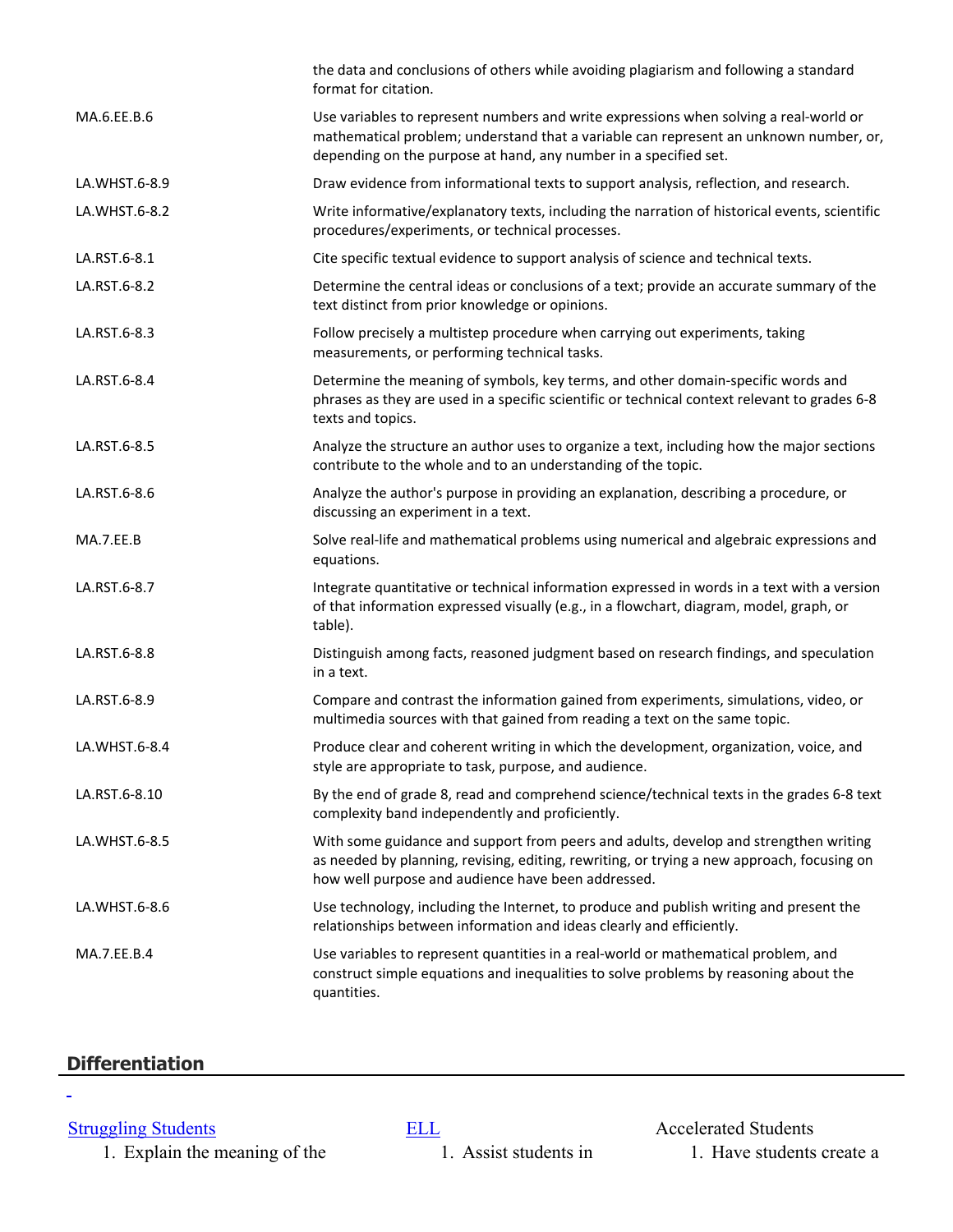| | |
|---|---|
| | the data and conclusions of others while avoiding plagiarism and following a standard format for citation. |
| MA.6.EE.B.6 | Use variables to represent numbers and write expressions when solving a real-world or mathematical problem; understand that a variable can represent an unknown number, or, depending on the purpose at hand, any number in a specified set. |
| LA.WHST.6-8.9 | Draw evidence from informational texts to support analysis, reflection, and research. |
| LA.WHST.6-8.2 | Write informative/explanatory texts, including the narration of historical events, scientific procedures/experiments, or technical processes. |
| LA.RST.6-8.1 | Cite specific textual evidence to support analysis of science and technical texts. |
| LA.RST.6-8.2 | Determine the central ideas or conclusions of a text; provide an accurate summary of the text distinct from prior knowledge or opinions. |
| LA.RST.6-8.3 | Follow precisely a multistep procedure when carrying out experiments, taking measurements, or performing technical tasks. |
| LA.RST.6-8.4 | Determine the meaning of symbols, key terms, and other domain-specific words and phrases as they are used in a specific scientific or technical context relevant to grades 6-8 texts and topics. |
| LA.RST.6-8.5 | Analyze the structure an author uses to organize a text, including how the major sections contribute to the whole and to an understanding of the topic. |
| LA.RST.6-8.6 | Analyze the author's purpose in providing an explanation, describing a procedure, or discussing an experiment in a text. |
| MA.7.EE.B | Solve real-life and mathematical problems using numerical and algebraic expressions and equations. |
| LA.RST.6-8.7 | Integrate quantitative or technical information expressed in words in a text with a version of that information expressed visually (e.g., in a flowchart, diagram, model, graph, or table). |
| LA.RST.6-8.8 | Distinguish among facts, reasoned judgment based on research findings, and speculation in a text. |
| LA.RST.6-8.9 | Compare and contrast the information gained from experiments, simulations, video, or multimedia sources with that gained from reading a text on the same topic. |
| LA.WHST.6-8.4 | Produce clear and coherent writing in which the development, organization, voice, and style are appropriate to task, purpose, and audience. |
| LA.RST.6-8.10 | By the end of grade 8, read and comprehend science/technical texts in the grades 6-8 text complexity band independently and proficiently. |
| LA.WHST.6-8.5 | With some guidance and support from peers and adults, develop and strengthen writing as needed by planning, revising, editing, rewriting, or trying a new approach, focusing on how well purpose and audience have been addressed. |
| LA.WHST.6-8.6 | Use technology, including the Internet, to produce and publish writing and present the relationships between information and ideas clearly and efficiently. |
| MA.7.EE.B.4 | Use variables to represent quantities in a real-world or mathematical problem, and construct simple equations and inequalities to solve problems by reasoning about the quantities. |

## Differentiation

Struggling Students

1. Explain the meaning of the

ELL

1. Assist students in

Accelerated Students

1. Have students create a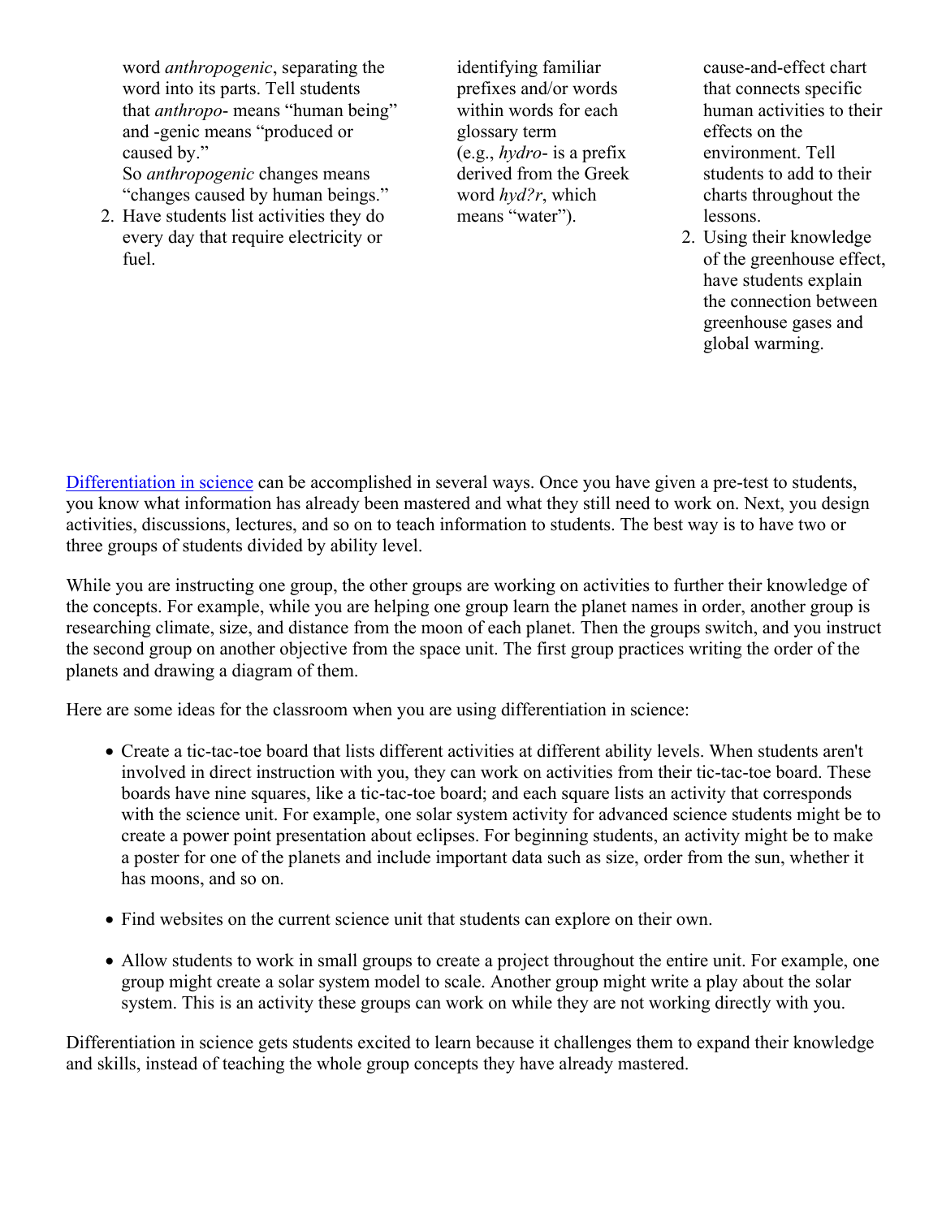word *anthropogenic*, separating the word into its parts. Tell students that *anthropo-* means "human being" and -genic means "produced or caused by." So *anthropogenic* changes means "changes caused by human beings."

2. Have students list activities they do every day that require electricity or fuel.

identifying familiar prefixes and/or words within words for each glossary term (e.g., *hydro-* is a prefix derived from the Greek word *hyd?r*, which means "water").

cause-and-effect chart that connects specific human activities to their effects on the environment. Tell students to add to their charts throughout the lessons.

2. Using their knowledge of the greenhouse effect, have students explain the connection between greenhouse gases and global warming.

Differentiation in science can be accomplished in several ways. Once you have given a pre-test to students, you know what information has already been mastered and what they still need to work on. Next, you design activities, discussions, lectures, and so on to teach information to students. The best way is to have two or three groups of students divided by ability level.

While you are instructing one group, the other groups are working on activities to further their knowledge of the concepts. For example, while you are helping one group learn the planet names in order, another group is researching climate, size, and distance from the moon of each planet. Then the groups switch, and you instruct the second group on another objective from the space unit. The first group practices writing the order of the planets and drawing a diagram of them.

Here are some ideas for the classroom when you are using differentiation in science:

- Create a tic-tac-toe board that lists different activities at different ability levels. When students aren't involved in direct instruction with you, they can work on activities from their tic-tac-toe board. These boards have nine squares, like a tic-tac-toe board; and each square lists an activity that corresponds with the science unit. For example, one solar system activity for advanced science students might be to create a power point presentation about eclipses. For beginning students, an activity might be to make a poster for one of the planets and include important data such as size, order from the sun, whether it has moons, and so on.

- Find websites on the current science unit that students can explore on their own.

- Allow students to work in small groups to create a project throughout the entire unit. For example, one group might create a solar system model to scale. Another group might write a play about the solar system. This is an activity these groups can work on while they are not working directly with you.

Differentiation in science gets students excited to learn because it challenges them to expand their knowledge and skills, instead of teaching the whole group concepts they have already mastered.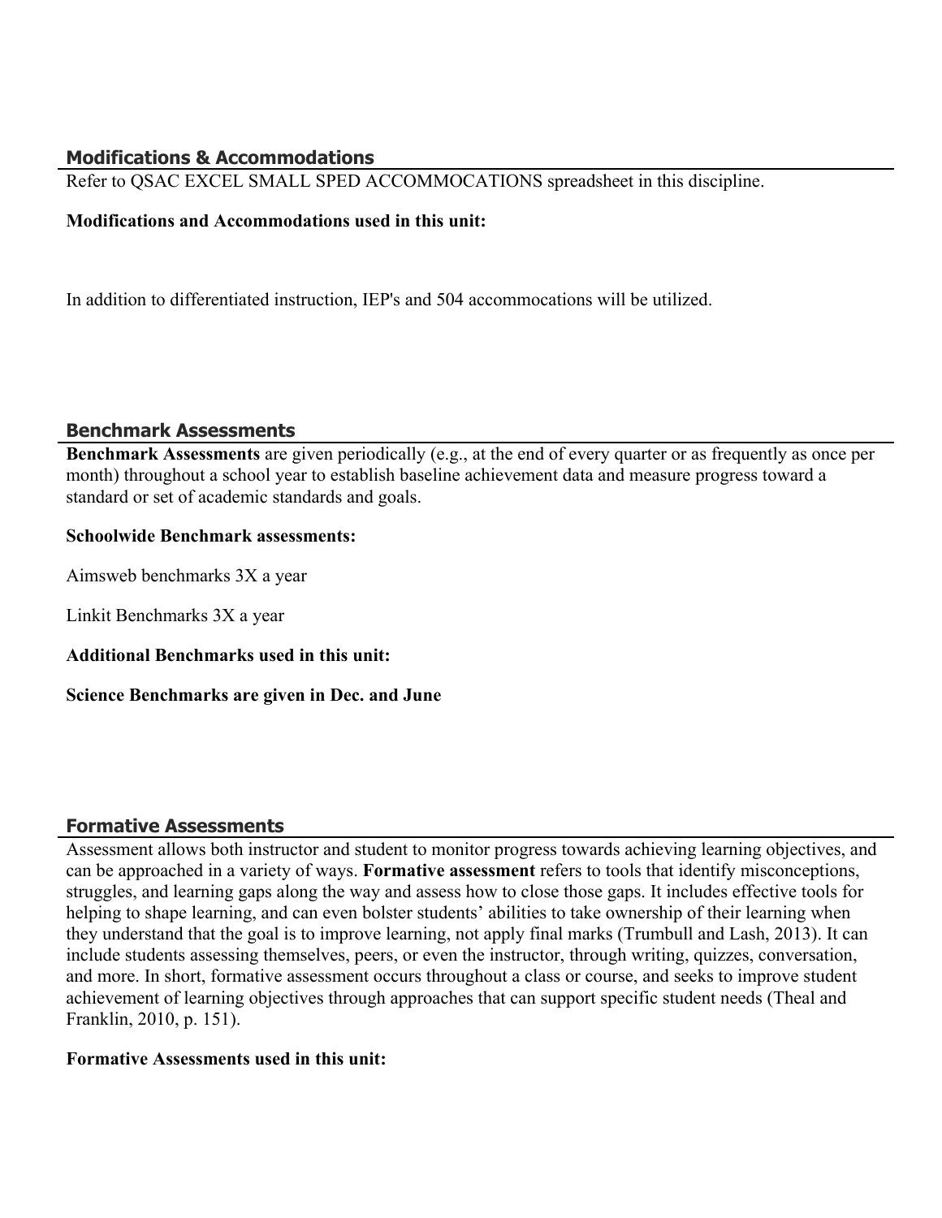## Modifications & Accommodations

Refer to QSAC EXCEL SMALL SPED ACCOMMOCATIONS spreadsheet in this discipline.

**Modifications and Accommodations used in this unit:**

In addition to differentiated instruction, IEP's and 504 accommocations will be utilized.

## Benchmark Assessments

**Benchmark Assessments** are given periodically (e.g., at the end of every quarter or as frequently as once per month) throughout a school year to establish baseline achievement data and measure progress toward a standard or set of academic standards and goals.

**Schoolwide Benchmark assessments:**

Aimsweb benchmarks 3X a year

Linkit Benchmarks 3X a year

**Additional Benchmarks used in this unit:**

**Science Benchmarks are given in Dec. and June**

## Formative Assessments

Assessment allows both instructor and student to monitor progress towards achieving learning objectives, and can be approached in a variety of ways. **Formative assessment** refers to tools that identify misconceptions, struggles, and learning gaps along the way and assess how to close those gaps. It includes effective tools for helping to shape learning, and can even bolster students' abilities to take ownership of their learning when they understand that the goal is to improve learning, not apply final marks (Trumbull and Lash, 2013). It can include students assessing themselves, peers, or even the instructor, through writing, quizzes, conversation, and more. In short, formative assessment occurs throughout a class or course, and seeks to improve student achievement of learning objectives through approaches that can support specific student needs (Theal and Franklin, 2010, p. 151).

**Formative Assessments used in this unit:**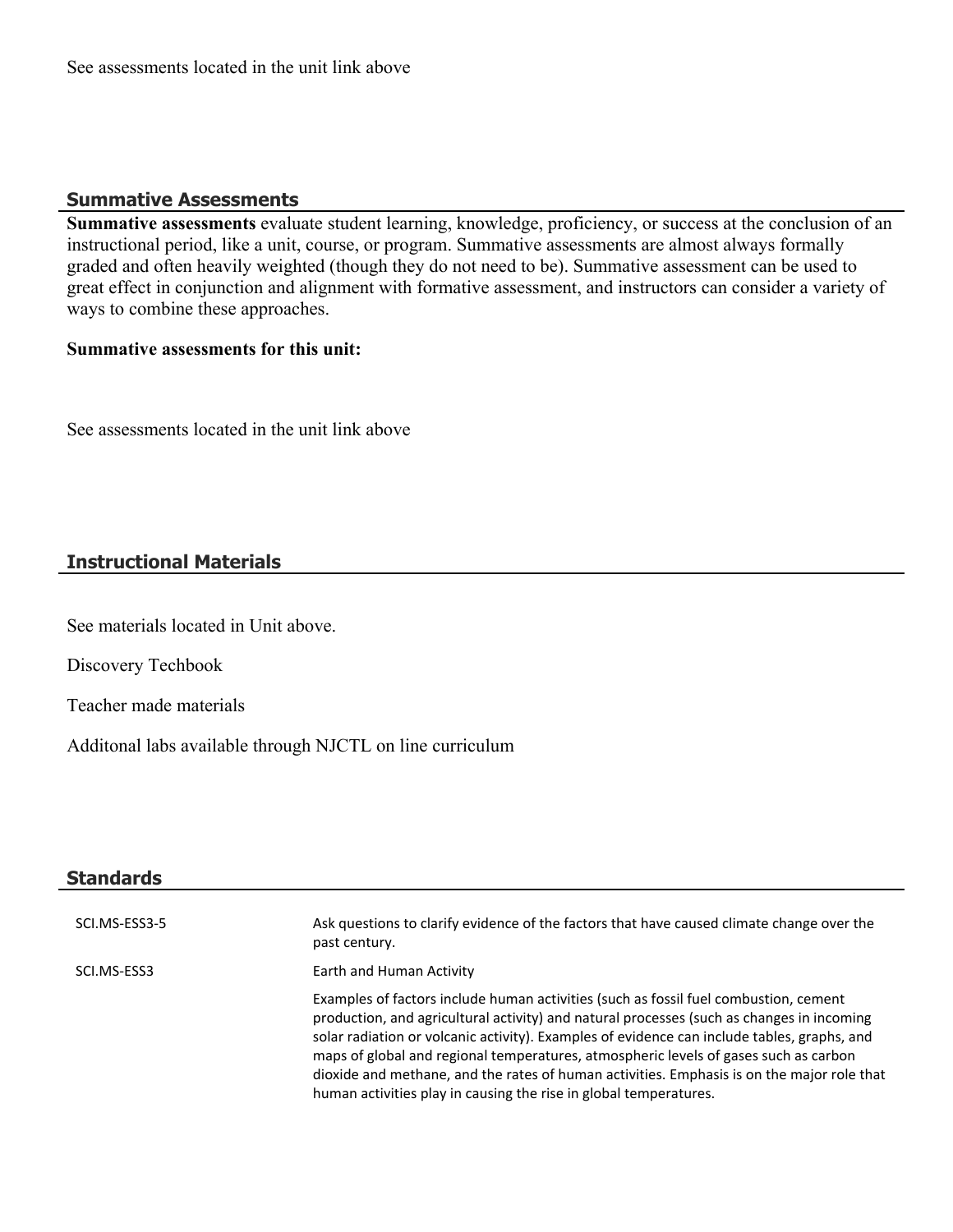See assessments located in the unit link above

## Summative Assessments

**Summative assessments** evaluate student learning, knowledge, proficiency, or success at the conclusion of an instructional period, like a unit, course, or program. Summative assessments are almost always formally graded and often heavily weighted (though they do not need to be). Summative assessment can be used to great effect in conjunction and alignment with formative assessment, and instructors can consider a variety of ways to combine these approaches.

**Summative assessments for this unit:**

See assessments located in the unit link above

## Instructional Materials

See materials located in Unit above.

Discovery Techbook

Teacher made materials

Additonal labs available through NJCTL on line curriculum

## Standards

| | |
|---|---|
| SCI.MS-ESS3-5 | Ask questions to clarify evidence of the factors that have caused climate change over the past century. |
| SCI.MS-ESS3 | Earth and Human Activity |
| | Examples of factors include human activities (such as fossil fuel combustion, cement production, and agricultural activity) and natural processes (such as changes in incoming solar radiation or volcanic activity). Examples of evidence can include tables, graphs, and maps of global and regional temperatures, atmospheric levels of gases such as carbon dioxide and methane, and the rates of human activities. Emphasis is on the major role that human activities play in causing the rise in global temperatures. |